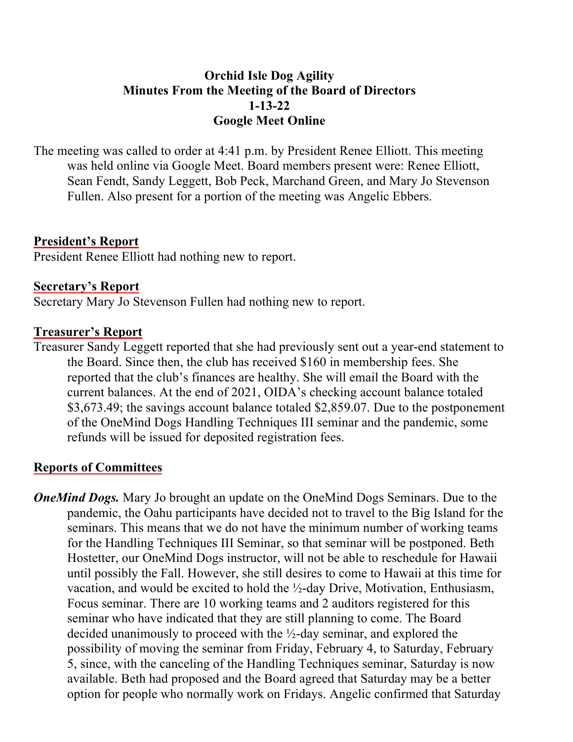# Orchid Isle Dog Agility
## Minutes From the Meeting of the Board of Directors
## 1-13-22
## Google Meet Online

The meeting was called to order at 4:41 p.m. by President Renee Elliott. This meeting was held online via Google Meet. Board members present were: Renee Elliott, Sean Fendt, Sandy Leggett, Bob Peck, Marchand Green, and Mary Jo Stevenson Fullen. Also present for a portion of the meeting was Angelic Ebbers.

### President's Report

President Renee Elliott had nothing new to report.

### Secretary's Report

Secretary Mary Jo Stevenson Fullen had nothing new to report.

### Treasurer's Report

Treasurer Sandy Leggett reported that she had previously sent out a year-end statement to the Board. Since then, the club has received $160 in membership fees. She reported that the club's finances are healthy. She will email the Board with the current balances. At the end of 2021, OIDA's checking account balance totaled $3,673.49; the savings account balance totaled $2,859.07. Due to the postponement of the OneMind Dogs Handling Techniques III seminar and the pandemic, some refunds will be issued for deposited registration fees.

### Reports of Committees

***OneMind Dogs.*** Mary Jo brought an update on the OneMind Dogs Seminars. Due to the pandemic, the Oahu participants have decided not to travel to the Big Island for the seminars. This means that we do not have the minimum number of working teams for the Handling Techniques III Seminar, so that seminar will be postponed. Beth Hostetter, our OneMind Dogs instructor, will not be able to reschedule for Hawaii until possibly the Fall. However, she still desires to come to Hawaii at this time for vacation, and would be excited to hold the ½-day Drive, Motivation, Enthusiasm, Focus seminar. There are 10 working teams and 2 auditors registered for this seminar who have indicated that they are still planning to come. The Board decided unanimously to proceed with the ½-day seminar, and explored the possibility of moving the seminar from Friday, February 4, to Saturday, February 5, since, with the canceling of the Handling Techniques seminar, Saturday is now available. Beth had proposed and the Board agreed that Saturday may be a better option for people who normally work on Fridays. Angelic confirmed that Saturday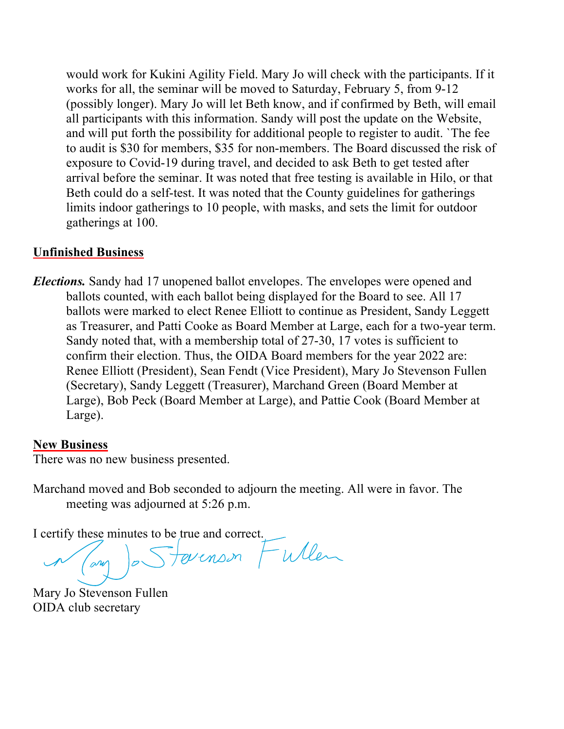would work for Kukini Agility Field. Mary Jo will check with the participants. If it works for all, the seminar will be moved to Saturday, February 5, from 9-12 (possibly longer). Mary Jo will let Beth know, and if confirmed by Beth, will email all participants with this information. Sandy will post the update on the Website, and will put forth the possibility for additional people to register to audit. `The fee to audit is $30 for members, $35 for non-members. The Board discussed the risk of exposure to Covid-19 during travel, and decided to ask Beth to get tested after arrival before the seminar. It was noted that free testing is available in Hilo, or that Beth could do a self-test. It was noted that the County guidelines for gatherings limits indoor gatherings to 10 people, with masks, and sets the limit for outdoor gatherings at 100.

## Unfinished Business

***Elections.*** Sandy had 17 unopened ballot envelopes. The envelopes were opened and ballots counted, with each ballot being displayed for the Board to see. All 17 ballots were marked to elect Renee Elliott to continue as President, Sandy Leggett as Treasurer, and Patti Cooke as Board Member at Large, each for a two-year term. Sandy noted that, with a membership total of 27-30, 17 votes is sufficient to confirm their election. Thus, the OIDA Board members for the year 2022 are: Renee Elliott (President), Sean Fendt (Vice President), Mary Jo Stevenson Fullen (Secretary), Sandy Leggett (Treasurer), Marchand Green (Board Member at Large), Bob Peck (Board Member at Large), and Pattie Cook (Board Member at Large).

## New Business

There was no new business presented.

Marchand moved and Bob seconded to adjourn the meeting. All were in favor. The meeting was adjourned at 5:26 p.m.

I certify these minutes to be true and correct.

Mary Jo Stevenson Fullen

Mary Jo Stevenson Fullen
OIDA club secretary